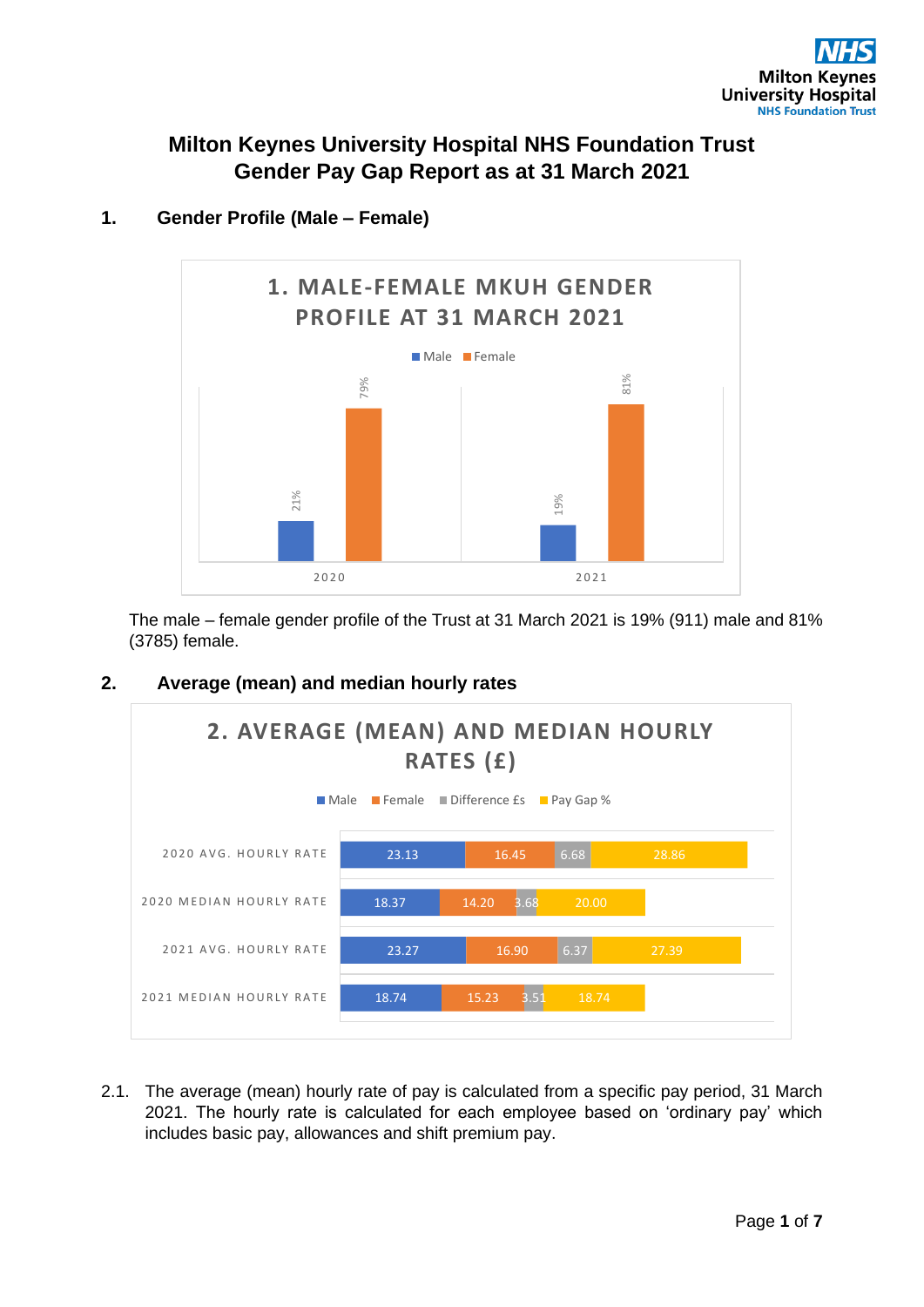# Milton Keynes University Hospital NHS Foundation Trust
# Gender Pay Gap Report as at 31 March 2021

## 1. Gender Profile (Male – Female)

**1. MALE-FEMALE MKUH GENDER PROFILE AT 31 MARCH 2021**

| | Male | Female |
|---|---|---|
| 2020 | 21% | 79% |
| 2021 | 19% | 81% |

The male – female gender profile of the Trust at 31 March 2021 is 19% (911) male and 81% (3785) female.

## 2. Average (mean) and median hourly rates

**2. AVERAGE (MEAN) AND MEDIAN HOURLY RATES (£)**

| | Male | Female | Difference £s | Pay Gap % |
|---|---|---|---|---|
| 2020 AVG. HOURLY RATE | 23.13 | 16.45 | 6.68 | 28.86 |
| 2020 MEDIAN HOURLY RATE | 18.37 | 14.20 | 3.68 | 20.00 |
| 2021 AVG. HOURLY RATE | 23.27 | 16.90 | 6.37 | 27.39 |
| 2021 MEDIAN HOURLY RATE | 18.74 | 15.23 | 3.51 | 18.74 |

2.1. The average (mean) hourly rate of pay is calculated from a specific pay period, 31 March 2021. The hourly rate is calculated for each employee based on 'ordinary pay' which includes basic pay, allowances and shift premium pay.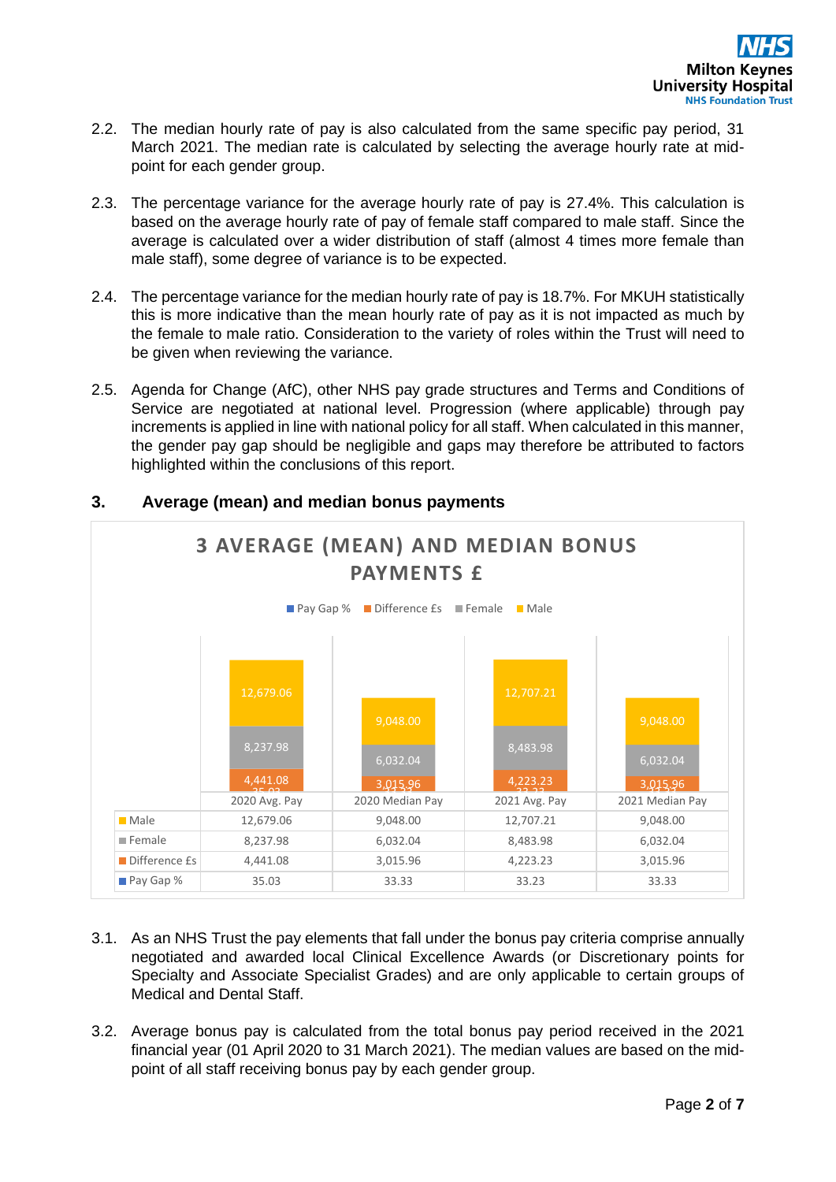2.2. The median hourly rate of pay is also calculated from the same specific pay period, 31 March 2021. The median rate is calculated by selecting the average hourly rate at mid-point for each gender group.

2.3. The percentage variance for the average hourly rate of pay is 27.4%. This calculation is based on the average hourly rate of pay of female staff compared to male staff. Since the average is calculated over a wider distribution of staff (almost 4 times more female than male staff), some degree of variance is to be expected.

2.4. The percentage variance for the median hourly rate of pay is 18.7%. For MKUH statistically this is more indicative than the mean hourly rate of pay as it is not impacted as much by the female to male ratio. Consideration to the variety of roles within the Trust will need to be given when reviewing the variance.

2.5. Agenda for Change (AfC), other NHS pay grade structures and Terms and Conditions of Service are negotiated at national level. Progression (where applicable) through pay increments is applied in line with national policy for all staff. When calculated in this manner, the gender pay gap should be negligible and gaps may therefore be attributed to factors highlighted within the conclusions of this report.

## 3. Average (mean) and median bonus payments

**3 AVERAGE (MEAN) AND MEDIAN BONUS PAYMENTS £**

| | 2020 Avg. Pay | 2020 Median Pay | 2021 Avg. Pay | 2021 Median Pay |
|---|---|---|---|---|
| Male | 12,679.06 | 9,048.00 | 12,707.21 | 9,048.00 |
| Female | 8,237.98 | 6,032.04 | 8,483.98 | 6,032.04 |
| Difference £s | 4,441.08 | 3,015.96 | 4,223.23 | 3,015.96 |
| Pay Gap % | 35.03 | 33.33 | 33.23 | 33.33 |

3.1. As an NHS Trust the pay elements that fall under the bonus pay criteria comprise annually negotiated and awarded local Clinical Excellence Awards (or Discretionary points for Specialty and Associate Specialist Grades) and are only applicable to certain groups of Medical and Dental Staff.

3.2. Average bonus pay is calculated from the total bonus pay period received in the 2021 financial year (01 April 2020 to 31 March 2021). The median values are based on the mid-point of all staff receiving bonus pay by each gender group.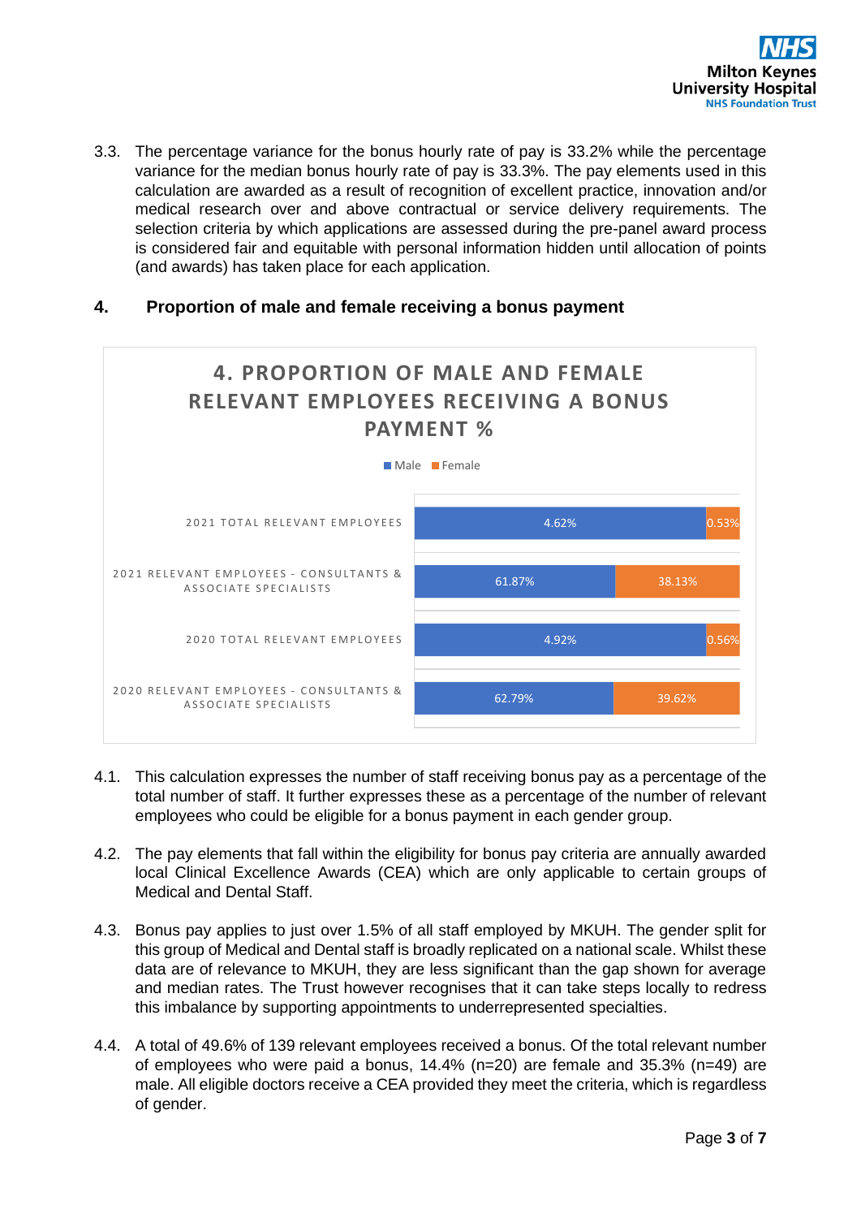3.3. The percentage variance for the bonus hourly rate of pay is 33.2% while the percentage variance for the median bonus hourly rate of pay is 33.3%. The pay elements used in this calculation are awarded as a result of recognition of excellent practice, innovation and/or medical research over and above contractual or service delivery requirements. The selection criteria by which applications are assessed during the pre-panel award process is considered fair and equitable with personal information hidden until allocation of points (and awards) has taken place for each application.

## 4. Proportion of male and female receiving a bonus payment

**4. PROPORTION OF MALE AND FEMALE RELEVANT EMPLOYEES RECEIVING A BONUS PAYMENT %**

| | Male | Female |
|---|---|---|
| 2021 Total Relevant Employees | 4.62% | 0.53% |
| 2021 Relevant Employees - Consultants & Associate Specialists | 61.87% | 38.13% |
| 2020 Total Relevant Employees | 4.92% | 0.56% |
| 2020 Relevant Employees - Consultants & Associate Specialists | 62.79% | 39.62% |

4.1. This calculation expresses the number of staff receiving bonus pay as a percentage of the total number of staff. It further expresses these as a percentage of the number of relevant employees who could be eligible for a bonus payment in each gender group.

4.2. The pay elements that fall within the eligibility for bonus pay criteria are annually awarded local Clinical Excellence Awards (CEA) which are only applicable to certain groups of Medical and Dental Staff.

4.3. Bonus pay applies to just over 1.5% of all staff employed by MKUH. The gender split for this group of Medical and Dental staff is broadly replicated on a national scale. Whilst these data are of relevance to MKUH, they are less significant than the gap shown for average and median rates. The Trust however recognises that it can take steps locally to redress this imbalance by supporting appointments to underrepresented specialties.

4.4. A total of 49.6% of 139 relevant employees received a bonus. Of the total relevant number of employees who were paid a bonus, 14.4% (n=20) are female and 35.3% (n=49) are male. All eligible doctors receive a CEA provided they meet the criteria, which is regardless of gender.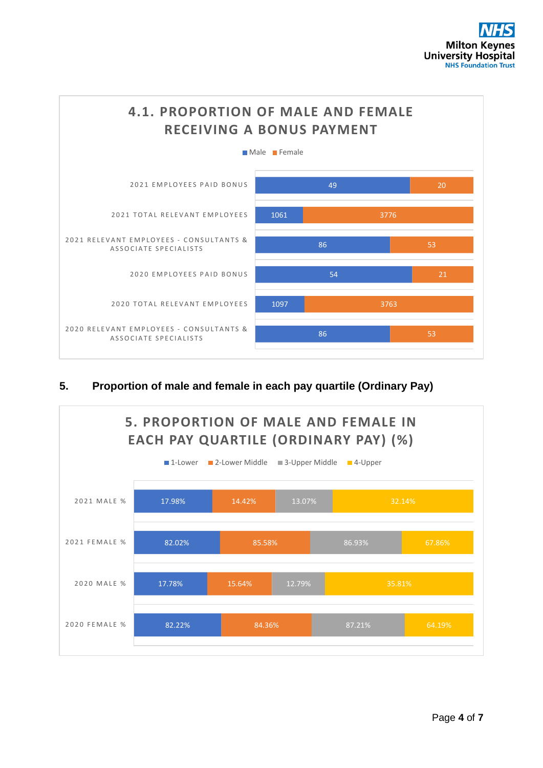## 4.1. PROPORTION OF MALE AND FEMALE RECEIVING A BONUS PAYMENT

| | Male | Female |
|---|---|---|
| 2021 EMPLOYEES PAID BONUS | 49 | 20 |
| 2021 TOTAL RELEVANT EMPLOYEES | 1061 | 3776 |
| 2021 RELEVANT EMPLOYEES - CONSULTANTS & ASSOCIATE SPECIALISTS | 86 | 53 |
| 2020 EMPLOYEES PAID BONUS | 54 | 21 |
| 2020 TOTAL RELEVANT EMPLOYEES | 1097 | 3763 |
| 2020 RELEVANT EMPLOYEES - CONSULTANTS & ASSOCIATE SPECIALISTS | 86 | 53 |

## 5. Proportion of male and female in each pay quartile (Ordinary Pay)

### 5. PROPORTION OF MALE AND FEMALE IN EACH PAY QUARTILE (ORDINARY PAY) (%)

| | 1-Lower | 2-Lower Middle | 3-Upper Middle | 4-Upper |
|---|---|---|---|---|
| 2021 MALE % | 17.98% | 14.42% | 13.07% | 32.14% |
| 2021 FEMALE % | 82.02% | 85.58% | 86.93% | 67.86% |
| 2020 MALE % | 17.78% | 15.64% | 12.79% | 35.81% |
| 2020 FEMALE % | 82.22% | 84.36% | 87.21% | 64.19% |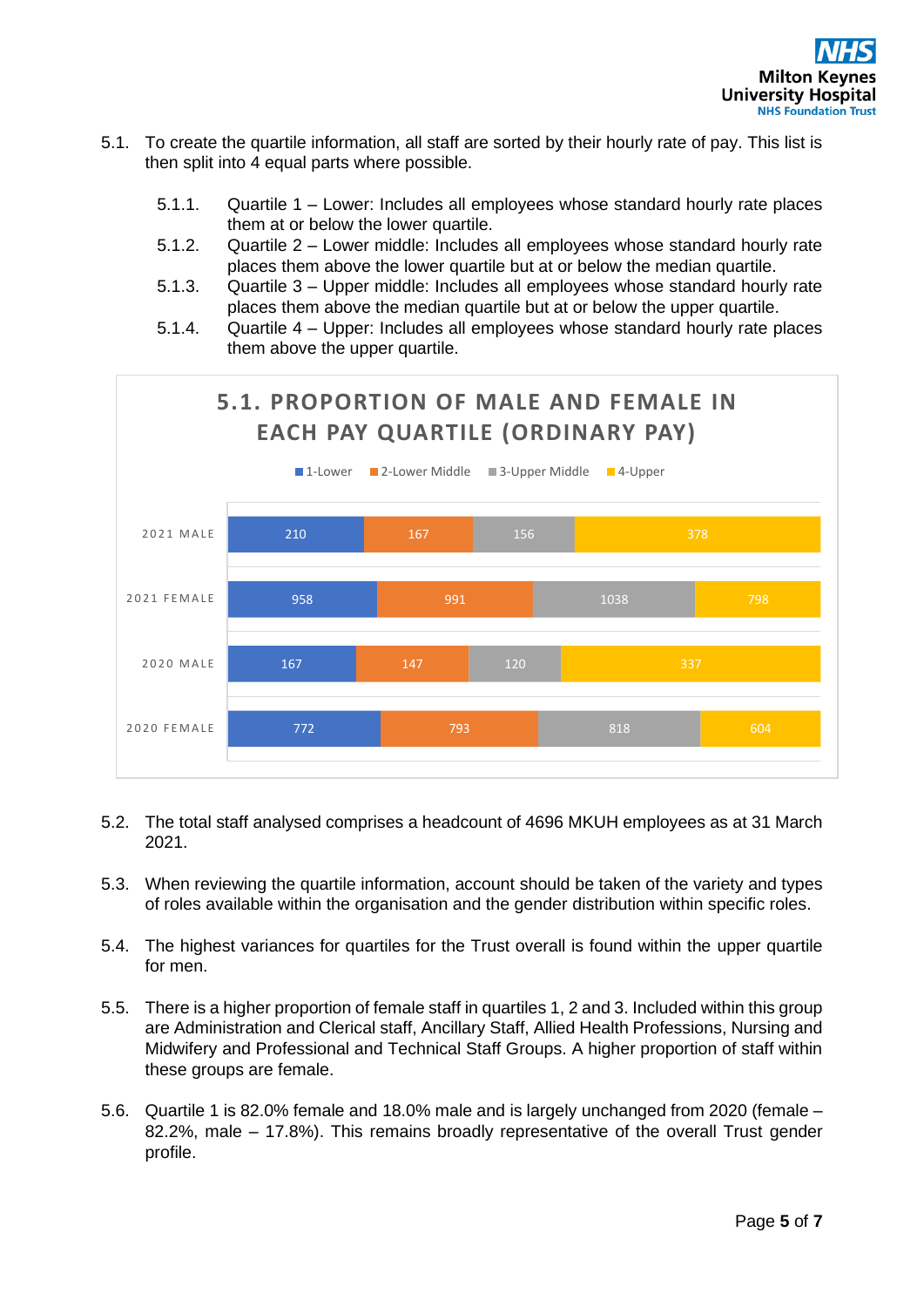5.1. To create the quartile information, all staff are sorted by their hourly rate of pay. This list is then split into 4 equal parts where possible.

- 5.1.1. Quartile 1 – Lower: Includes all employees whose standard hourly rate places them at or below the lower quartile.
- 5.1.2. Quartile 2 – Lower middle: Includes all employees whose standard hourly rate places them above the lower quartile but at or below the median quartile.
- 5.1.3. Quartile 3 – Upper middle: Includes all employees whose standard hourly rate places them above the median quartile but at or below the upper quartile.
- 5.1.4. Quartile 4 – Upper: Includes all employees whose standard hourly rate places them above the upper quartile.

**5.1. PROPORTION OF MALE AND FEMALE IN EACH PAY QUARTILE (ORDINARY PAY)**

| | 1-Lower | 2-Lower Middle | 3-Upper Middle | 4-Upper |
|---|---|---|---|---|
| 2021 MALE | 210 | 167 | 156 | 378 |
| 2021 FEMALE | 958 | 991 | 1038 | 798 |
| 2020 MALE | 167 | 147 | 120 | 337 |
| 2020 FEMALE | 772 | 793 | 818 | 604 |

5.2. The total staff analysed comprises a headcount of 4696 MKUH employees as at 31 March 2021.

5.3. When reviewing the quartile information, account should be taken of the variety and types of roles available within the organisation and the gender distribution within specific roles.

5.4. The highest variances for quartiles for the Trust overall is found within the upper quartile for men.

5.5. There is a higher proportion of female staff in quartiles 1, 2 and 3. Included within this group are Administration and Clerical staff, Ancillary Staff, Allied Health Professions, Nursing and Midwifery and Professional and Technical Staff Groups. A higher proportion of staff within these groups are female.

5.6. Quartile 1 is 82.0% female and 18.0% male and is largely unchanged from 2020 (female – 82.2%, male – 17.8%). This remains broadly representative of the overall Trust gender profile.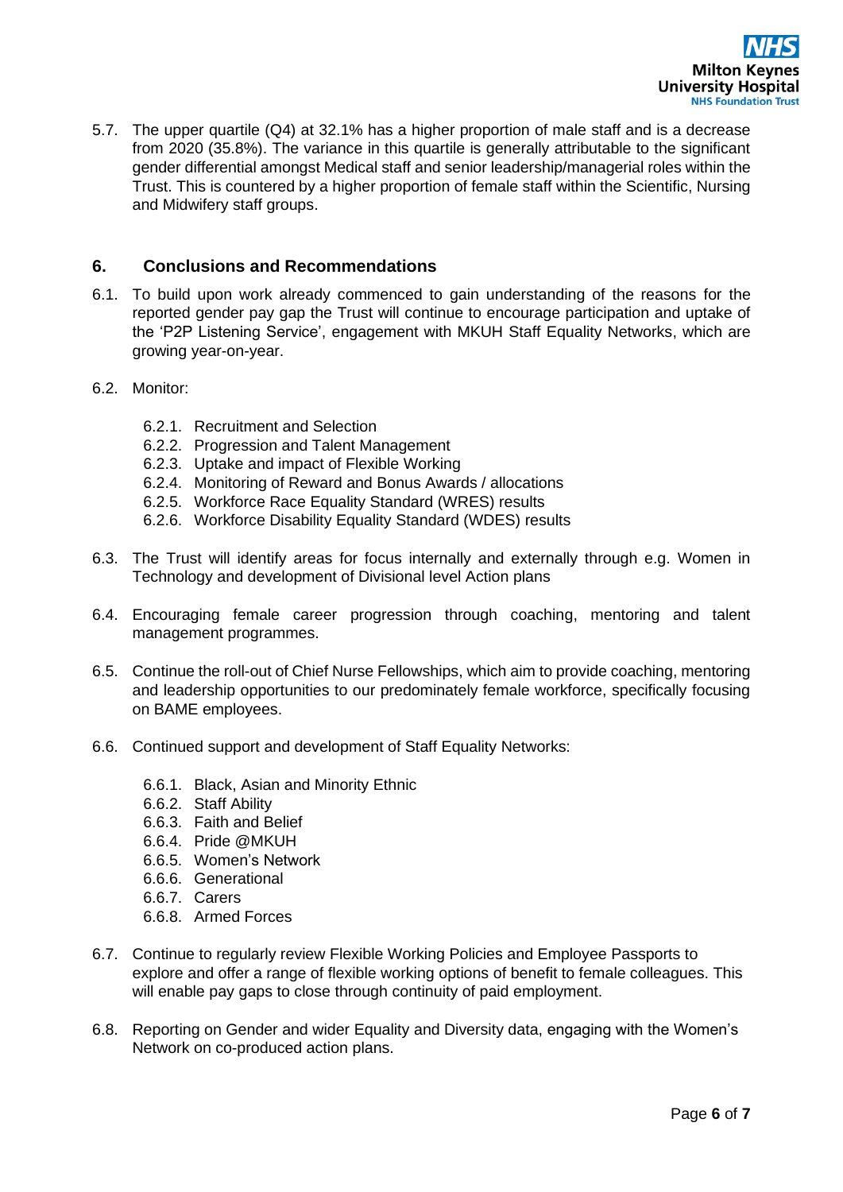5.7. The upper quartile (Q4) at 32.1% has a higher proportion of male staff and is a decrease from 2020 (35.8%). The variance in this quartile is generally attributable to the significant gender differential amongst Medical staff and senior leadership/managerial roles within the Trust. This is countered by a higher proportion of female staff within the Scientific, Nursing and Midwifery staff groups.

## 6. Conclusions and Recommendations

6.1. To build upon work already commenced to gain understanding of the reasons for the reported gender pay gap the Trust will continue to encourage participation and uptake of the 'P2P Listening Service', engagement with MKUH Staff Equality Networks, which are growing year-on-year.

6.2. Monitor:

- 6.2.1. Recruitment and Selection
- 6.2.2. Progression and Talent Management
- 6.2.3. Uptake and impact of Flexible Working
- 6.2.4. Monitoring of Reward and Bonus Awards / allocations
- 6.2.5. Workforce Race Equality Standard (WRES) results
- 6.2.6. Workforce Disability Equality Standard (WDES) results

6.3. The Trust will identify areas for focus internally and externally through e.g. Women in Technology and development of Divisional level Action plans

6.4. Encouraging female career progression through coaching, mentoring and talent management programmes.

6.5. Continue the roll-out of Chief Nurse Fellowships, which aim to provide coaching, mentoring and leadership opportunities to our predominately female workforce, specifically focusing on BAME employees.

6.6. Continued support and development of Staff Equality Networks:

- 6.6.1. Black, Asian and Minority Ethnic
- 6.6.2. Staff Ability
- 6.6.3. Faith and Belief
- 6.6.4. Pride @MKUH
- 6.6.5. Women's Network
- 6.6.6. Generational
- 6.6.7. Carers
- 6.6.8. Armed Forces

6.7. Continue to regularly review Flexible Working Policies and Employee Passports to explore and offer a range of flexible working options of benefit to female colleagues. This will enable pay gaps to close through continuity of paid employment.

6.8. Reporting on Gender and wider Equality and Diversity data, engaging with the Women's Network on co-produced action plans.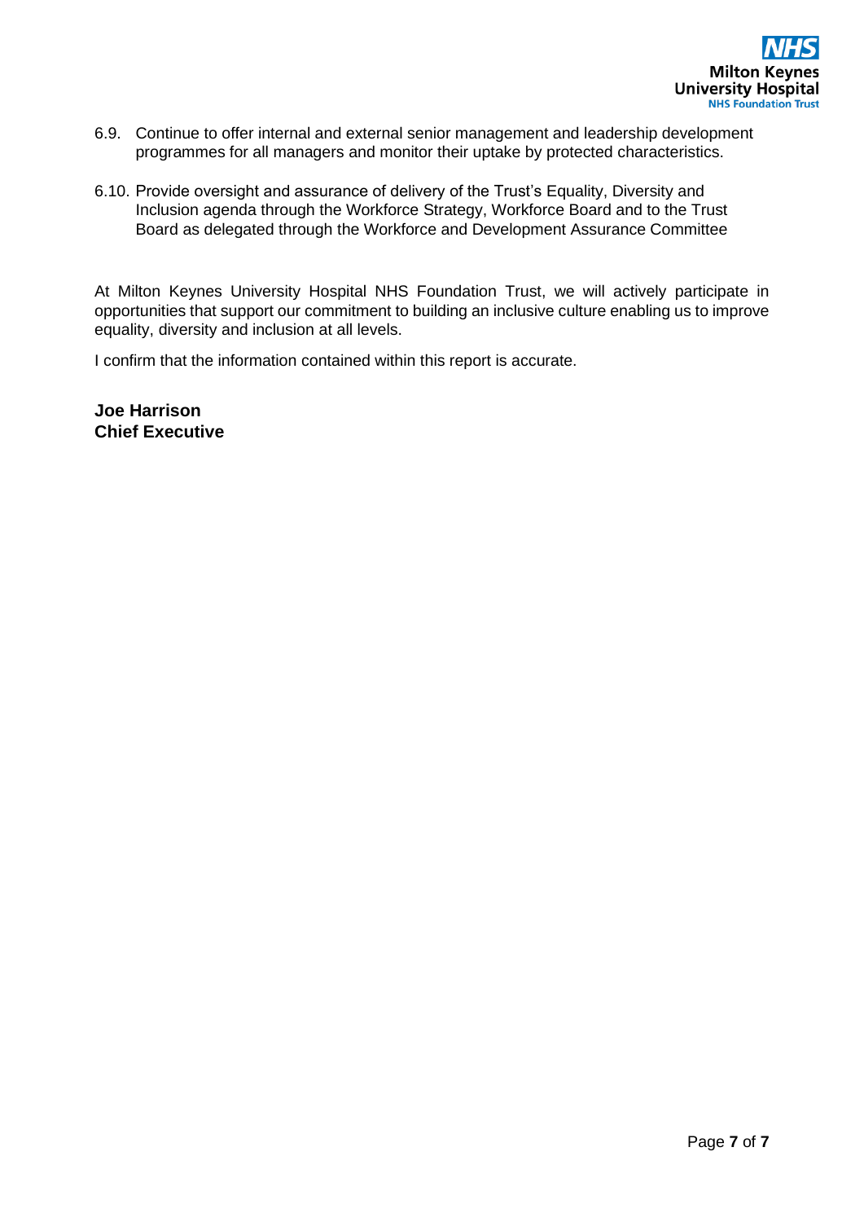6.9. Continue to offer internal and external senior management and leadership development programmes for all managers and monitor their uptake by protected characteristics.

6.10. Provide oversight and assurance of delivery of the Trust's Equality, Diversity and Inclusion agenda through the Workforce Strategy, Workforce Board and to the Trust Board as delegated through the Workforce and Development Assurance Committee

At Milton Keynes University Hospital NHS Foundation Trust, we will actively participate in opportunities that support our commitment to building an inclusive culture enabling us to improve equality, diversity and inclusion at all levels.

I confirm that the information contained within this report is accurate.

**Joe Harrison**
**Chief Executive**